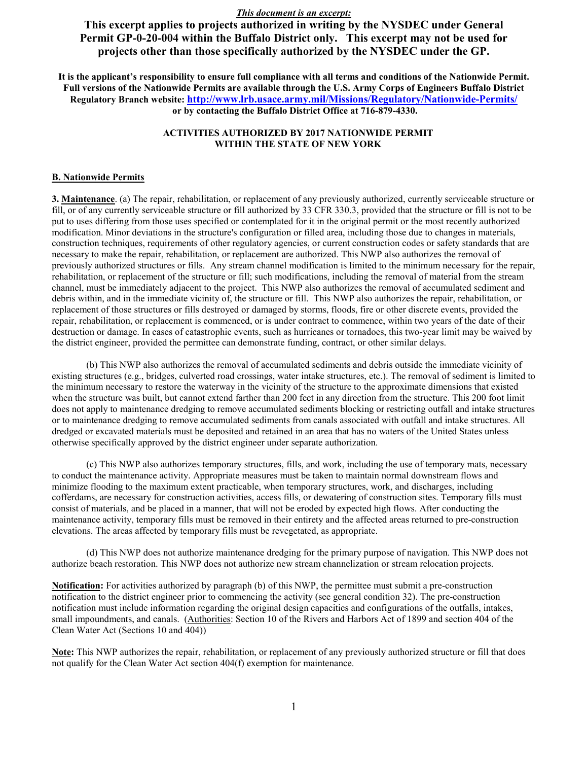***This document is an excerpt:***

**This excerpt applies to projects authorized in writing by the NYSDEC under General Permit GP-0-20-004 within the Buffalo District only. This excerpt may not be used for projects other than those specifically authorized by the NYSDEC under the GP.**

**It is the applicant's responsibility to ensure full compliance with all terms and conditions of the Nationwide Permit. Full versions of the Nationwide Permits are available through the U.S. Army Corps of Engineers Buffalo District Regulatory Branch website: [http://www.lrb.usace.army.mil/Missions/Regulatory/Nationwide-Permits/](http://www.lrb.usace.army.mil/Missions/Regulatory/Nationwide-Permits/) or by contacting the Buffalo District Office at 716-879-4330.**

**ACTIVITIES AUTHORIZED BY 2017 NATIONWIDE PERMIT WITHIN THE STATE OF NEW YORK**

## B. Nationwide Permits

**3. Maintenance**. (a) The repair, rehabilitation, or replacement of any previously authorized, currently serviceable structure or fill, or of any currently serviceable structure or fill authorized by 33 CFR 330.3, provided that the structure or fill is not to be put to uses differing from those uses specified or contemplated for it in the original permit or the most recently authorized modification. Minor deviations in the structure's configuration or filled area, including those due to changes in materials, construction techniques, requirements of other regulatory agencies, or current construction codes or safety standards that are necessary to make the repair, rehabilitation, or replacement are authorized. This NWP also authorizes the removal of previously authorized structures or fills. Any stream channel modification is limited to the minimum necessary for the repair, rehabilitation, or replacement of the structure or fill; such modifications, including the removal of material from the stream channel, must be immediately adjacent to the project. This NWP also authorizes the removal of accumulated sediment and debris within, and in the immediate vicinity of, the structure or fill. This NWP also authorizes the repair, rehabilitation, or replacement of those structures or fills destroyed or damaged by storms, floods, fire or other discrete events, provided the repair, rehabilitation, or replacement is commenced, or is under contract to commence, within two years of the date of their destruction or damage. In cases of catastrophic events, such as hurricanes or tornadoes, this two-year limit may be waived by the district engineer, provided the permittee can demonstrate funding, contract, or other similar delays.

(b) This NWP also authorizes the removal of accumulated sediments and debris outside the immediate vicinity of existing structures (e.g., bridges, culverted road crossings, water intake structures, etc.). The removal of sediment is limited to the minimum necessary to restore the waterway in the vicinity of the structure to the approximate dimensions that existed when the structure was built, but cannot extend farther than 200 feet in any direction from the structure. This 200 foot limit does not apply to maintenance dredging to remove accumulated sediments blocking or restricting outfall and intake structures or to maintenance dredging to remove accumulated sediments from canals associated with outfall and intake structures. All dredged or excavated materials must be deposited and retained in an area that has no waters of the United States unless otherwise specifically approved by the district engineer under separate authorization.

(c) This NWP also authorizes temporary structures, fills, and work, including the use of temporary mats, necessary to conduct the maintenance activity. Appropriate measures must be taken to maintain normal downstream flows and minimize flooding to the maximum extent practicable, when temporary structures, work, and discharges, including cofferdams, are necessary for construction activities, access fills, or dewatering of construction sites. Temporary fills must consist of materials, and be placed in a manner, that will not be eroded by expected high flows. After conducting the maintenance activity, temporary fills must be removed in their entirety and the affected areas returned to pre-construction elevations. The areas affected by temporary fills must be revegetated, as appropriate.

(d) This NWP does not authorize maintenance dredging for the primary purpose of navigation. This NWP does not authorize beach restoration. This NWP does not authorize new stream channelization or stream relocation projects.

**Notification:** For activities authorized by paragraph (b) of this NWP, the permittee must submit a pre-construction notification to the district engineer prior to commencing the activity (see general condition 32). The pre-construction notification must include information regarding the original design capacities and configurations of the outfalls, intakes, small impoundments, and canals. (Authorities: Section 10 of the Rivers and Harbors Act of 1899 and section 404 of the Clean Water Act (Sections 10 and 404))

**Note:** This NWP authorizes the repair, rehabilitation, or replacement of any previously authorized structure or fill that does not qualify for the Clean Water Act section 404(f) exemption for maintenance.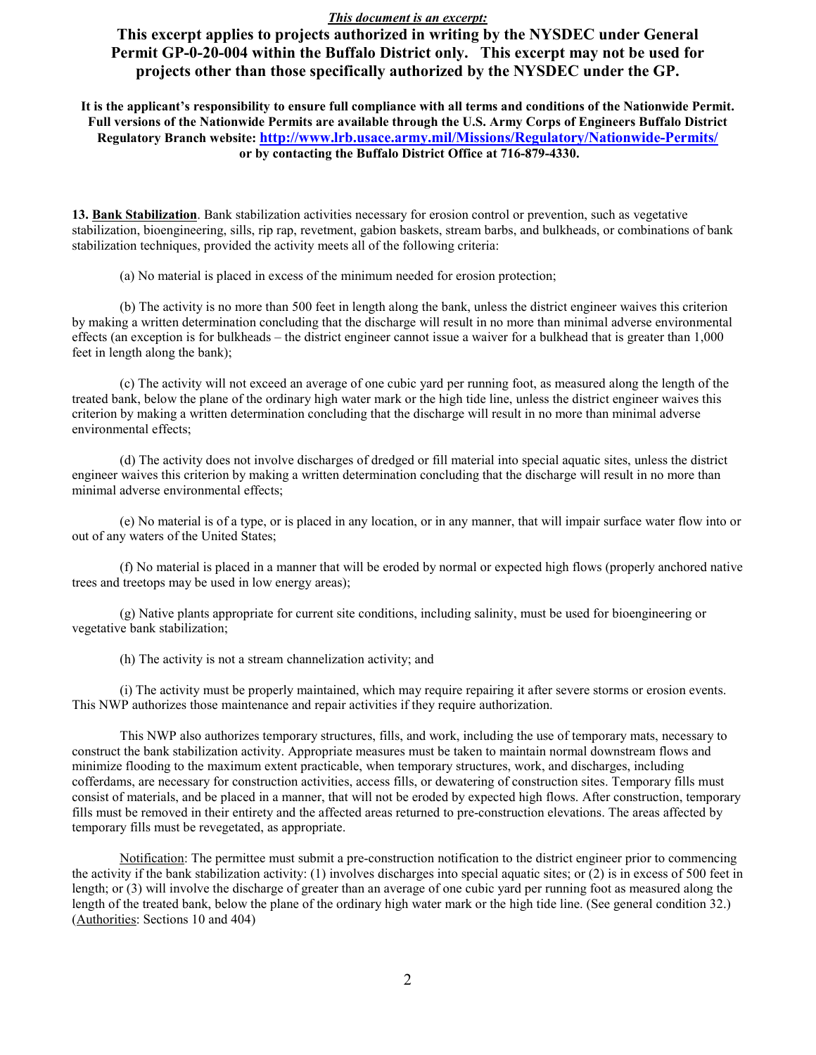***This document is an excerpt:***

**This excerpt applies to projects authorized in writing by the NYSDEC under General Permit GP-0-20-004 within the Buffalo District only. This excerpt may not be used for projects other than those specifically authorized by the NYSDEC under the GP.**

**It is the applicant's responsibility to ensure full compliance with all terms and conditions of the Nationwide Permit. Full versions of the Nationwide Permits are available through the U.S. Army Corps of Engineers Buffalo District Regulatory Branch website: [http://www.lrb.usace.army.mil/Missions/Regulatory/Nationwide-Permits/](http://www.lrb.usace.army.mil/Missions/Regulatory/Nationwide-Permits/) or by contacting the Buffalo District Office at 716-879-4330.**

**13. Bank Stabilization**. Bank stabilization activities necessary for erosion control or prevention, such as vegetative stabilization, bioengineering, sills, rip rap, revetment, gabion baskets, stream barbs, and bulkheads, or combinations of bank stabilization techniques, provided the activity meets all of the following criteria:

(a) No material is placed in excess of the minimum needed for erosion protection;

(b) The activity is no more than 500 feet in length along the bank, unless the district engineer waives this criterion by making a written determination concluding that the discharge will result in no more than minimal adverse environmental effects (an exception is for bulkheads – the district engineer cannot issue a waiver for a bulkhead that is greater than 1,000 feet in length along the bank);

(c) The activity will not exceed an average of one cubic yard per running foot, as measured along the length of the treated bank, below the plane of the ordinary high water mark or the high tide line, unless the district engineer waives this criterion by making a written determination concluding that the discharge will result in no more than minimal adverse environmental effects;

(d) The activity does not involve discharges of dredged or fill material into special aquatic sites, unless the district engineer waives this criterion by making a written determination concluding that the discharge will result in no more than minimal adverse environmental effects;

(e) No material is of a type, or is placed in any location, or in any manner, that will impair surface water flow into or out of any waters of the United States;

(f) No material is placed in a manner that will be eroded by normal or expected high flows (properly anchored native trees and treetops may be used in low energy areas);

(g) Native plants appropriate for current site conditions, including salinity, must be used for bioengineering or vegetative bank stabilization;

(h) The activity is not a stream channelization activity; and

(i) The activity must be properly maintained, which may require repairing it after severe storms or erosion events. This NWP authorizes those maintenance and repair activities if they require authorization.

This NWP also authorizes temporary structures, fills, and work, including the use of temporary mats, necessary to construct the bank stabilization activity. Appropriate measures must be taken to maintain normal downstream flows and minimize flooding to the maximum extent practicable, when temporary structures, work, and discharges, including cofferdams, are necessary for construction activities, access fills, or dewatering of construction sites. Temporary fills must consist of materials, and be placed in a manner, that will not be eroded by expected high flows. After construction, temporary fills must be removed in their entirety and the affected areas returned to pre-construction elevations. The areas affected by temporary fills must be revegetated, as appropriate.

Notification: The permittee must submit a pre-construction notification to the district engineer prior to commencing the activity if the bank stabilization activity: (1) involves discharges into special aquatic sites; or (2) is in excess of 500 feet in length; or (3) will involve the discharge of greater than an average of one cubic yard per running foot as measured along the length of the treated bank, below the plane of the ordinary high water mark or the high tide line. (See general condition 32.) (Authorities: Sections 10 and 404)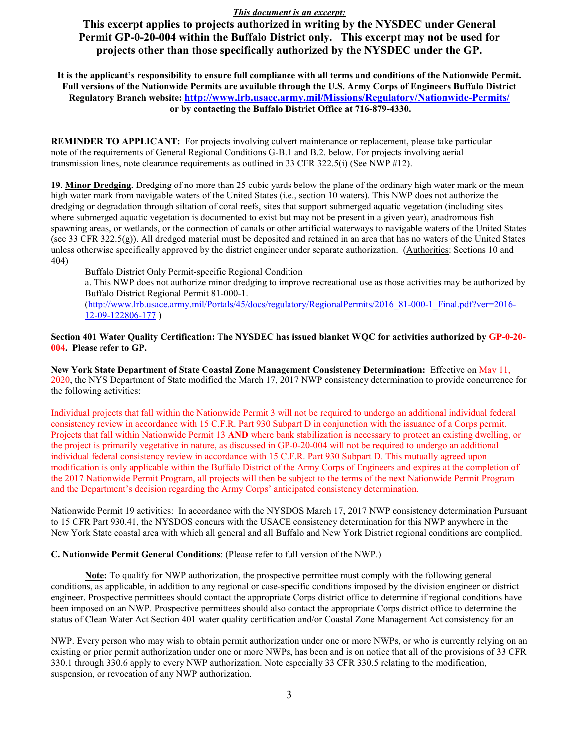***This document is an excerpt:***

**This excerpt applies to projects authorized in writing by the NYSDEC under General Permit GP-0-20-004 within the Buffalo District only. This excerpt may not be used for projects other than those specifically authorized by the NYSDEC under the GP.**

**It is the applicant's responsibility to ensure full compliance with all terms and conditions of the Nationwide Permit. Full versions of the Nationwide Permits are available through the U.S. Army Corps of Engineers Buffalo District Regulatory Branch website: http://www.lrb.usace.army.mil/Missions/Regulatory/Nationwide-Permits/ or by contacting the Buffalo District Office at 716-879-4330.**

**REMINDER TO APPLICANT:** For projects involving culvert maintenance or replacement, please take particular note of the requirements of General Regional Conditions G-B.1 and B.2. below. For projects involving aerial transmission lines, note clearance requirements as outlined in 33 CFR 322.5(i) (See NWP #12).

**19. Minor Dredging.** Dredging of no more than 25 cubic yards below the plane of the ordinary high water mark or the mean high water mark from navigable waters of the United States (i.e., section 10 waters). This NWP does not authorize the dredging or degradation through siltation of coral reefs, sites that support submerged aquatic vegetation (including sites where submerged aquatic vegetation is documented to exist but may not be present in a given year), anadromous fish spawning areas, or wetlands, or the connection of canals or other artificial waterways to navigable waters of the United States (see 33 CFR 322.5(g)). All dredged material must be deposited and retained in an area that has no waters of the United States unless otherwise specifically approved by the district engineer under separate authorization. (Authorities: Sections 10 and 404)

Buffalo District Only Permit-specific Regional Condition

a. This NWP does not authorize minor dredging to improve recreational use as those activities may be authorized by Buffalo District Regional Permit 81-000-1. (http://www.lrb.usace.army.mil/Portals/45/docs/regulatory/RegionalPermits/2016_81-000-1_Final.pdf?ver=2016-12-09-122806-177 )

**Section 401 Water Quality Certification:** **The NYSDEC has issued blanket WQC for activities authorized by GP-0-20-004. Please refer to GP.**

**New York State Department of State Coastal Zone Management Consistency Determination:** Effective on May 11, 2020, the NYS Department of State modified the March 17, 2017 NWP consistency determination to provide concurrence for the following activities:

Individual projects that fall within the Nationwide Permit 3 will not be required to undergo an additional individual federal consistency review in accordance with 15 C.F.R. Part 930 Subpart D in conjunction with the issuance of a Corps permit. Projects that fall within Nationwide Permit 13 **AND** where bank stabilization is necessary to protect an existing dwelling, or the project is primarily vegetative in nature, as discussed in GP-0-20-004 will not be required to undergo an additional individual federal consistency review in accordance with 15 C.F.R. Part 930 Subpart D. This mutually agreed upon modification is only applicable within the Buffalo District of the Army Corps of Engineers and expires at the completion of the 2017 Nationwide Permit Program, all projects will then be subject to the terms of the next Nationwide Permit Program and the Department's decision regarding the Army Corps' anticipated consistency determination.

Nationwide Permit 19 activities: In accordance with the NYSDOS March 17, 2017 NWP consistency determination Pursuant to 15 CFR Part 930.41, the NYSDOS concurs with the USACE consistency determination for this NWP anywhere in the New York State coastal area with which all general and all Buffalo and New York District regional conditions are complied.

**C. Nationwide Permit General Conditions**: (Please refer to full version of the NWP.)

**Note:** To qualify for NWP authorization, the prospective permittee must comply with the following general conditions, as applicable, in addition to any regional or case-specific conditions imposed by the division engineer or district engineer. Prospective permittees should contact the appropriate Corps district office to determine if regional conditions have been imposed on an NWP. Prospective permittees should also contact the appropriate Corps district office to determine the status of Clean Water Act Section 401 water quality certification and/or Coastal Zone Management Act consistency for an NWP. Every person who may wish to obtain permit authorization under one or more NWPs, or who is currently relying on an existing or prior permit authorization under one or more NWPs, has been and is on notice that all of the provisions of 33 CFR 330.1 through 330.6 apply to every NWP authorization. Note especially 33 CFR 330.5 relating to the modification, suspension, or revocation of any NWP authorization.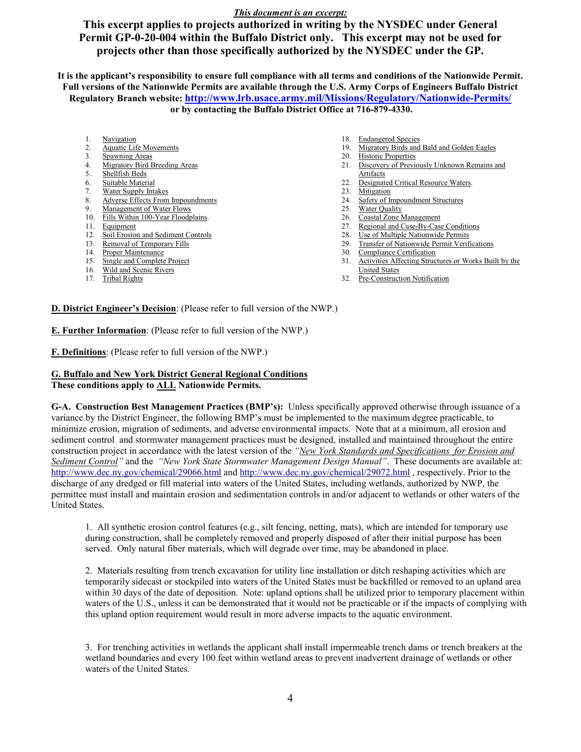***This document is an excerpt:***

**This excerpt applies to projects authorized in writing by the NYSDEC under General Permit GP-0-20-004 within the Buffalo District only. This excerpt may not be used for projects other than those specifically authorized by the NYSDEC under the GP.**

**It is the applicant's responsibility to ensure full compliance with all terms and conditions of the Nationwide Permit. Full versions of the Nationwide Permits are available through the U.S. Army Corps of Engineers Buffalo District Regulatory Branch website: http://www.lrb.usace.army.mil/Missions/Regulatory/Nationwide-Permits/ or by contacting the Buffalo District Office at 716-879-4330.**

1. Navigation
2. Aquatic Life Movements
3. Spawning Areas
4. Migratory Bird Breeding Areas
5. Shellfish Beds
6. Suitable Material
7. Water Supply Intakes
8. Adverse Effects From Impoundments
9. Management of Water Flows
10. Fills Within 100-Year Floodplains.
11. Equipment
12. Soil Erosion and Sediment Controls
13. Removal of Temporary Fills
14. Proper Maintenance
15. Single and Complete Project
16. Wild and Scenic Rivers
17. Tribal Rights
18. Endangered Species
19. Migratory Birds and Bald and Golden Eagles
20. Historic Properties
21. Discovery of Previously Unknown Remains and Artifacts
22. Designated Critical Resource Waters.
23. Mitigation
24. Safety of Impoundment Structures
25. Water Quality
26. Coastal Zone Management
27. Regional and Case-By-Case Conditions
28. Use of Multiple Nationwide Permits
29. Transfer of Nationwide Permit Verifications
30. Compliance Certification
31. Activities Affecting Structures or Works Built by the United States
32. Pre-Construction Notification

**D. District Engineer's Decision**: (Please refer to full version of the NWP.)

**E. Further Information**: (Please refer to full version of the NWP.)

**F. Definitions**: (Please refer to full version of the NWP.)

**G. Buffalo and New York District General Regional Conditions**
**These conditions apply to ALL Nationwide Permits.**

**G-A. Construction Best Management Practices (BMP's):** Unless specifically approved otherwise through issuance of a variance by the District Engineer, the following BMP's must be implemented to the maximum degree practicable, to minimize erosion, migration of sediments, and adverse environmental impacts. Note that at a minimum, all erosion and sediment control and stormwater management practices must be designed, installed and maintained throughout the entire construction project in accordance with the latest version of the *"New York Standards and Specifications for Erosion and Sediment Control"* and the *"New York State Stormwater Management Design Manual"*. These documents are available at: http://www.dec.ny.gov/chemical/29066.html and http://www.dec.ny.gov/chemical/29072.html , respectively. Prior to the discharge of any dredged or fill material into waters of the United States, including wetlands, authorized by NWP, the permittee must install and maintain erosion and sedimentation controls in and/or adjacent to wetlands or other waters of the United States.

1. All synthetic erosion control features (e.g., silt fencing, netting, mats), which are intended for temporary use during construction, shall be completely removed and properly disposed of after their initial purpose has been served. Only natural fiber materials, which will degrade over time, may be abandoned in place.

2. Materials resulting from trench excavation for utility line installation or ditch reshaping activities which are temporarily sidecast or stockpiled into waters of the United States must be backfilled or removed to an upland area within 30 days of the date of deposition. Note: upland options shall be utilized prior to temporary placement within waters of the U.S., unless it can be demonstrated that it would not be practicable or if the impacts of complying with this upland option requirement would result in more adverse impacts to the aquatic environment.

3. For trenching activities in wetlands the applicant shall install impermeable trench dams or trench breakers at the wetland boundaries and every 100 feet within wetland areas to prevent inadvertent drainage of wetlands or other waters of the United States.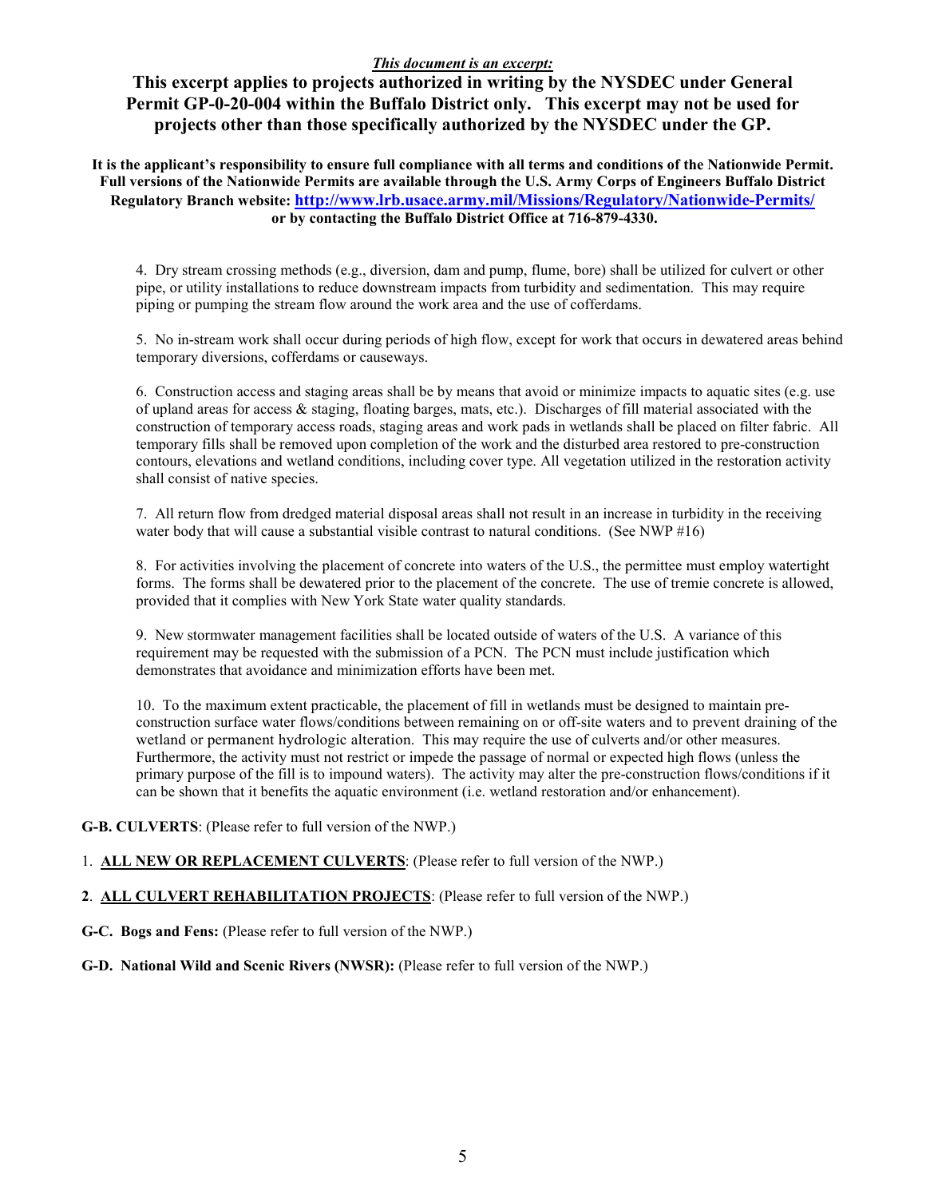***This document is an excerpt:***

**This excerpt applies to projects authorized in writing by the NYSDEC under General Permit GP-0-20-004 within the Buffalo District only. This excerpt may not be used for projects other than those specifically authorized by the NYSDEC under the GP.**

**It is the applicant's responsibility to ensure full compliance with all terms and conditions of the Nationwide Permit. Full versions of the Nationwide Permits are available through the U.S. Army Corps of Engineers Buffalo District Regulatory Branch website: [http://www.lrb.usace.army.mil/Missions/Regulatory/Nationwide-Permits/](http://www.lrb.usace.army.mil/Missions/Regulatory/Nationwide-Permits/) or by contacting the Buffalo District Office at 716-879-4330.**

4. Dry stream crossing methods (e.g., diversion, dam and pump, flume, bore) shall be utilized for culvert or other pipe, or utility installations to reduce downstream impacts from turbidity and sedimentation. This may require piping or pumping the stream flow around the work area and the use of cofferdams.

5. No in-stream work shall occur during periods of high flow, except for work that occurs in dewatered areas behind temporary diversions, cofferdams or causeways.

6. Construction access and staging areas shall be by means that avoid or minimize impacts to aquatic sites (e.g. use of upland areas for access & staging, floating barges, mats, etc.). Discharges of fill material associated with the construction of temporary access roads, staging areas and work pads in wetlands shall be placed on filter fabric. All temporary fills shall be removed upon completion of the work and the disturbed area restored to pre-construction contours, elevations and wetland conditions, including cover type. All vegetation utilized in the restoration activity shall consist of native species.

7. All return flow from dredged material disposal areas shall not result in an increase in turbidity in the receiving water body that will cause a substantial visible contrast to natural conditions. (See NWP #16)

8. For activities involving the placement of concrete into waters of the U.S., the permittee must employ watertight forms. The forms shall be dewatered prior to the placement of the concrete. The use of tremie concrete is allowed, provided that it complies with New York State water quality standards.

9. New stormwater management facilities shall be located outside of waters of the U.S. A variance of this requirement may be requested with the submission of a PCN. The PCN must include justification which demonstrates that avoidance and minimization efforts have been met.

10. To the maximum extent practicable, the placement of fill in wetlands must be designed to maintain pre-construction surface water flows/conditions between remaining on or off-site waters and to prevent draining of the wetland or permanent hydrologic alteration. This may require the use of culverts and/or other measures. Furthermore, the activity must not restrict or impede the passage of normal or expected high flows (unless the primary purpose of the fill is to impound waters). The activity may alter the pre-construction flows/conditions if it can be shown that it benefits the aquatic environment (i.e. wetland restoration and/or enhancement).

**G-B. CULVERTS**: (Please refer to full version of the NWP.)

1. **ALL NEW OR REPLACEMENT CULVERTS**: (Please refer to full version of the NWP.)

**2**. **ALL CULVERT REHABILITATION PROJECTS**: (Please refer to full version of the NWP.)

**G-C. Bogs and Fens:** (Please refer to full version of the NWP.)

**G-D. National Wild and Scenic Rivers (NWSR):** (Please refer to full version of the NWP.)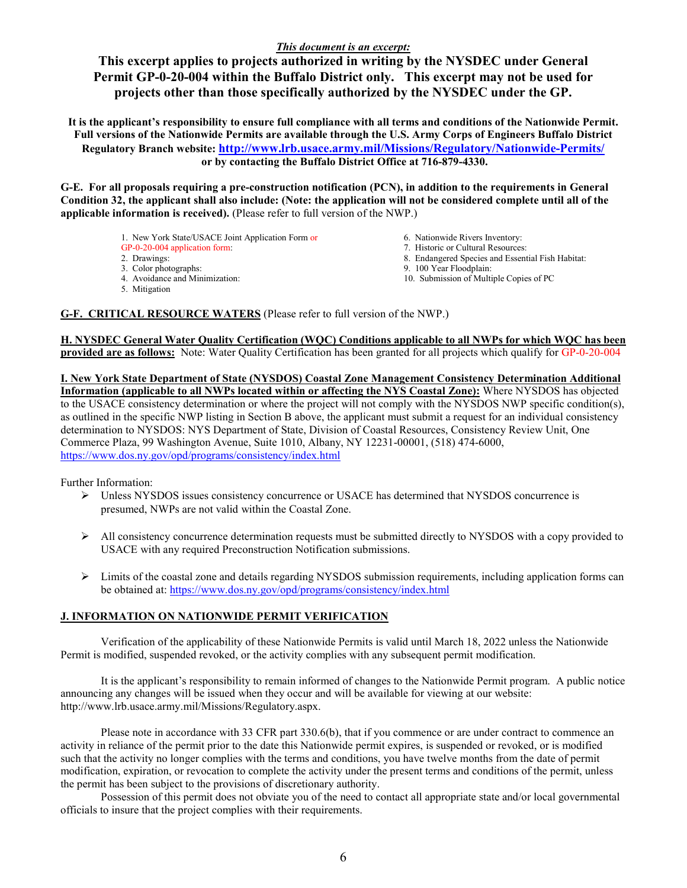***This document is an excerpt:***

**This excerpt applies to projects authorized in writing by the NYSDEC under General Permit GP-0-20-004 within the Buffalo District only. This excerpt may not be used for projects other than those specifically authorized by the NYSDEC under the GP.**

**It is the applicant's responsibility to ensure full compliance with all terms and conditions of the Nationwide Permit. Full versions of the Nationwide Permits are available through the U.S. Army Corps of Engineers Buffalo District Regulatory Branch website: http://www.lrb.usace.army.mil/Missions/Regulatory/Nationwide-Permits/ or by contacting the Buffalo District Office at 716-879-4330.**

**G-E. For all proposals requiring a pre-construction notification (PCN), in addition to the requirements in General Condition 32, the applicant shall also include: (Note: the application will not be considered complete until all of the applicable information is received).** (Please refer to full version of the NWP.)

1. New York State/USACE Joint Application Form or GP-0-20-004 application form:
2. Drawings:
3. Color photographs:
4. Avoidance and Minimization:
5. Mitigation
6. Nationwide Rivers Inventory:
7. Historic or Cultural Resources:
8. Endangered Species and Essential Fish Habitat:
9. 100 Year Floodplain:
10. Submission of Multiple Copies of PC

**G-F. CRITICAL RESOURCE WATERS** (Please refer to full version of the NWP.)

**H. NYSDEC General Water Quality Certification (WQC) Conditions applicable to all NWPs for which WQC has been provided are as follows:** Note: Water Quality Certification has been granted for all projects which qualify for GP-0-20-004

**I. New York State Department of State (NYSDOS) Coastal Zone Management Consistency Determination Additional Information (applicable to all NWPs located within or affecting the NYS Coastal Zone):** Where NYSDOS has objected to the USACE consistency determination or where the project will not comply with the NYSDOS NWP specific condition(s), as outlined in the specific NWP listing in Section B above, the applicant must submit a request for an individual consistency determination to NYSDOS: NYS Department of State, Division of Coastal Resources, Consistency Review Unit, One Commerce Plaza, 99 Washington Avenue, Suite 1010, Albany, NY 12231-00001, (518) 474-6000, https://www.dos.ny.gov/opd/programs/consistency/index.html

Further Information:

- Unless NYSDOS issues consistency concurrence or USACE has determined that NYSDOS concurrence is presumed, NWPs are not valid within the Coastal Zone.
- All consistency concurrence determination requests must be submitted directly to NYSDOS with a copy provided to USACE with any required Preconstruction Notification submissions.
- Limits of the coastal zone and details regarding NYSDOS submission requirements, including application forms can be obtained at: https://www.dos.ny.gov/opd/programs/consistency/index.html

**J. INFORMATION ON NATIONWIDE PERMIT VERIFICATION**

Verification of the applicability of these Nationwide Permits is valid until March 18, 2022 unless the Nationwide Permit is modified, suspended revoked, or the activity complies with any subsequent permit modification.

It is the applicant's responsibility to remain informed of changes to the Nationwide Permit program. A public notice announcing any changes will be issued when they occur and will be available for viewing at our website: http://www.lrb.usace.army.mil/Missions/Regulatory.aspx.

Please note in accordance with 33 CFR part 330.6(b), that if you commence or are under contract to commence an activity in reliance of the permit prior to the date this Nationwide permit expires, is suspended or revoked, or is modified such that the activity no longer complies with the terms and conditions, you have twelve months from the date of permit modification, expiration, or revocation to complete the activity under the present terms and conditions of the permit, unless the permit has been subject to the provisions of discretionary authority.

Possession of this permit does not obviate you of the need to contact all appropriate state and/or local governmental officials to insure that the project complies with their requirements.